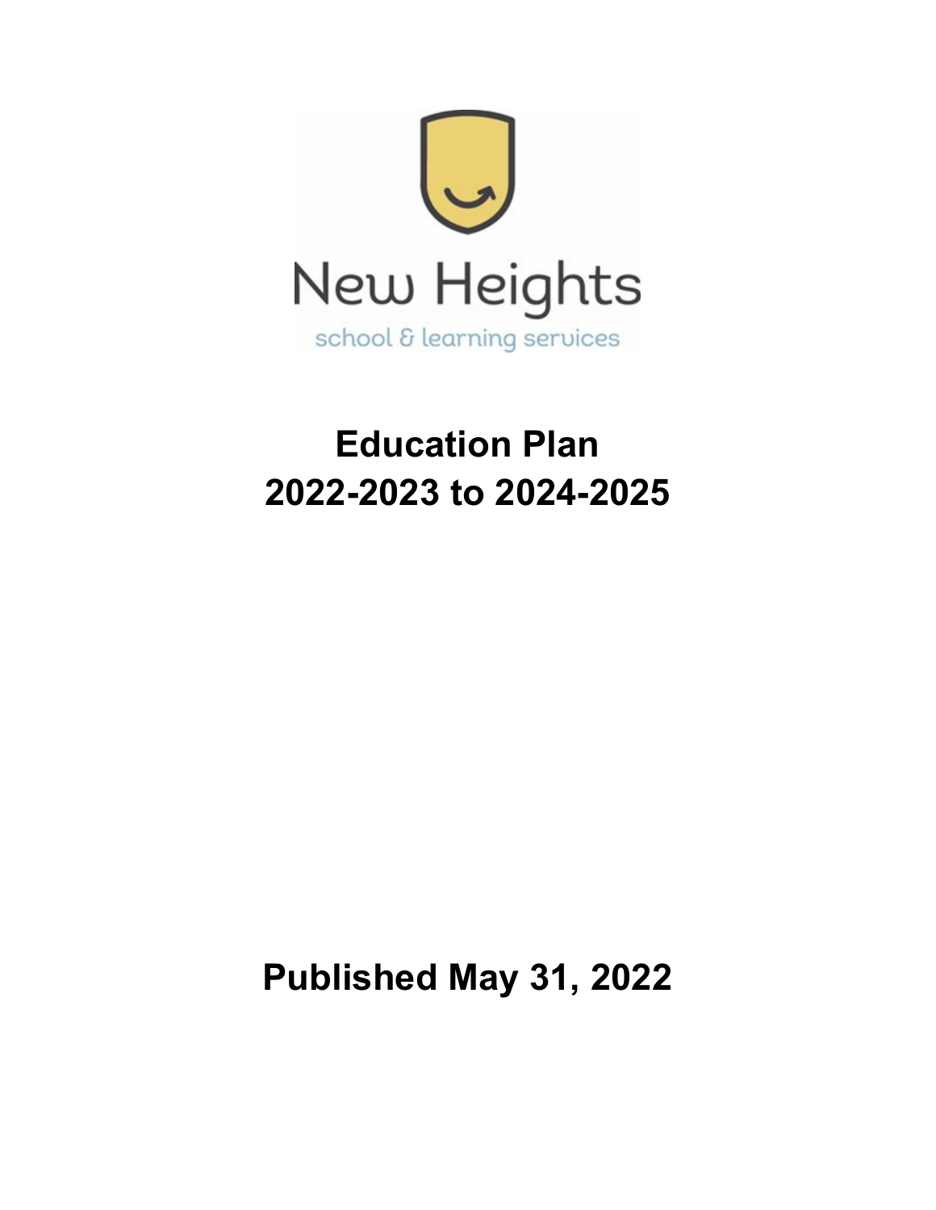New Heights

school & learning services

# Education Plan
# 2022-2023 to 2024-2025

**Published May 31, 2022**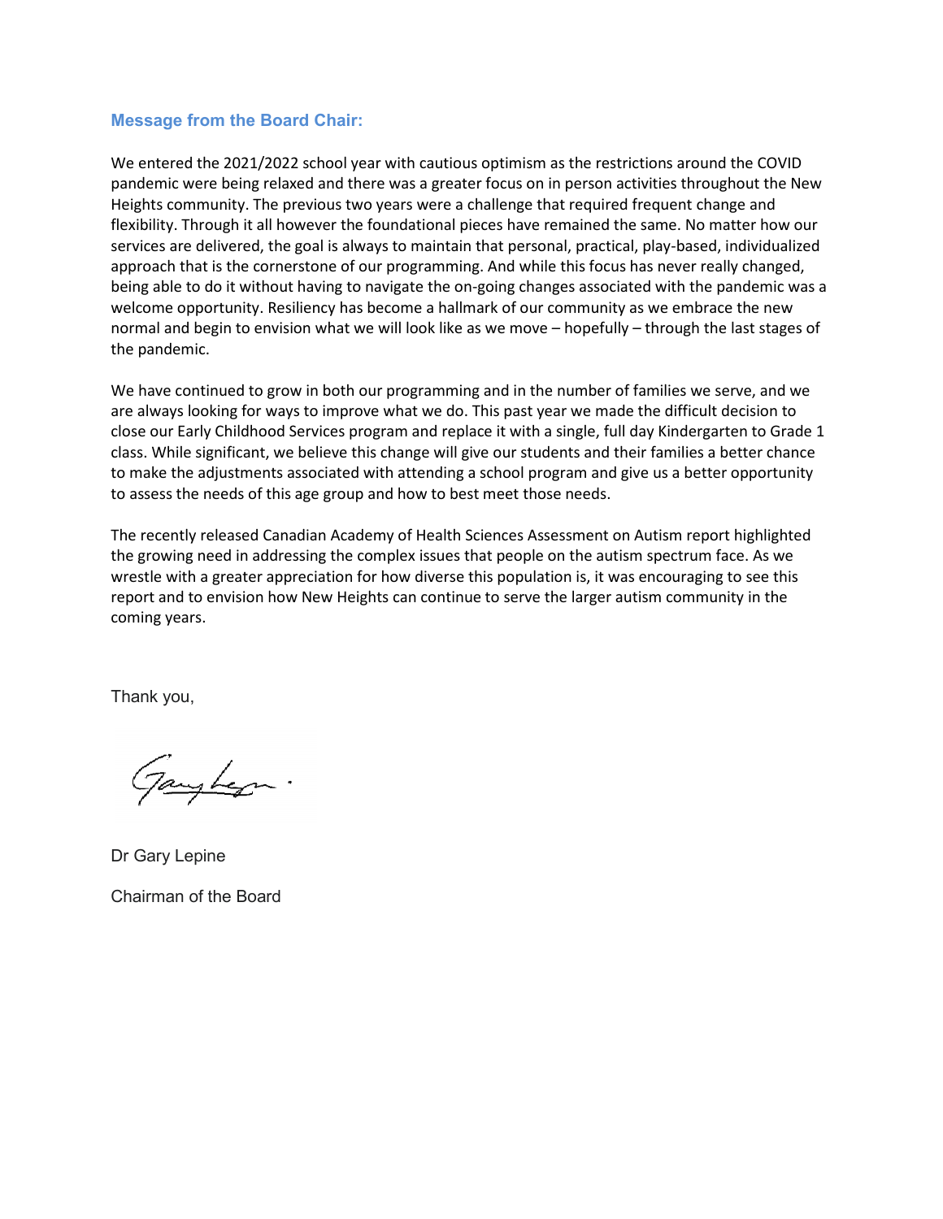## Message from the Board Chair:

We entered the 2021/2022 school year with cautious optimism as the restrictions around the COVID pandemic were being relaxed and there was a greater focus on in person activities throughout the New Heights community. The previous two years were a challenge that required frequent change and flexibility. Through it all however the foundational pieces have remained the same. No matter how our services are delivered, the goal is always to maintain that personal, practical, play-based, individualized approach that is the cornerstone of our programming. And while this focus has never really changed, being able to do it without having to navigate the on-going changes associated with the pandemic was a welcome opportunity. Resiliency has become a hallmark of our community as we embrace the new normal and begin to envision what we will look like as we move – hopefully – through the last stages of the pandemic.

We have continued to grow in both our programming and in the number of families we serve, and we are always looking for ways to improve what we do. This past year we made the difficult decision to close our Early Childhood Services program and replace it with a single, full day Kindergarten to Grade 1 class. While significant, we believe this change will give our students and their families a better chance to make the adjustments associated with attending a school program and give us a better opportunity to assess the needs of this age group and how to best meet those needs.

The recently released Canadian Academy of Health Sciences Assessment on Autism report highlighted the growing need in addressing the complex issues that people on the autism spectrum face. As we wrestle with a greater appreciation for how diverse this population is, it was encouraging to see this report and to envision how New Heights can continue to serve the larger autism community in the coming years.

Thank you,

Dr Gary Lepine

Chairman of the Board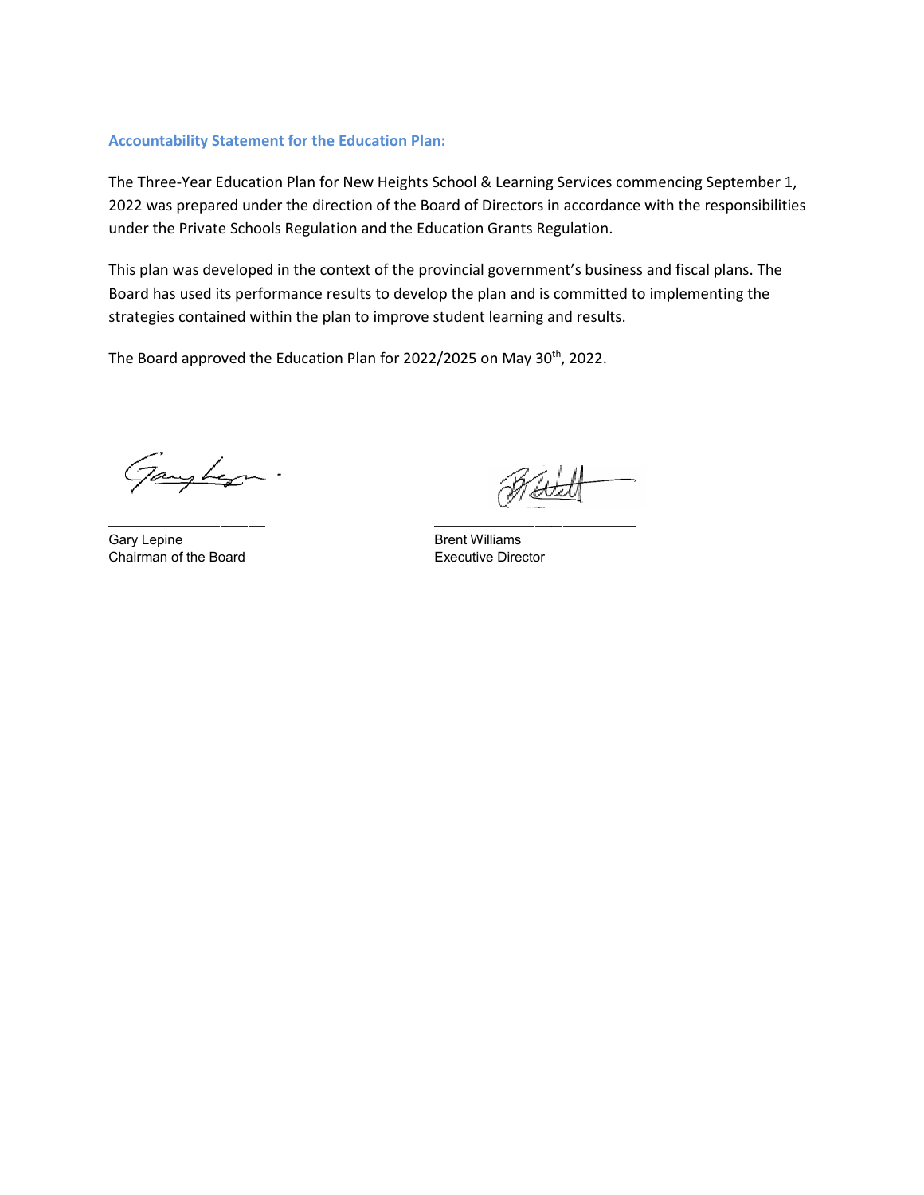## Accountability Statement for the Education Plan:

The Three-Year Education Plan for New Heights School & Learning Services commencing September 1, 2022 was prepared under the direction of the Board of Directors in accordance with the responsibilities under the Private Schools Regulation and the Education Grants Regulation.

This plan was developed in the context of the provincial government's business and fiscal plans. The Board has used its performance results to develop the plan and is committed to implementing the strategies contained within the plan to improve student learning and results.

The Board approved the Education Plan for 2022/2025 on May 30th, 2022.

Gary Lepine
Chairman of the Board

Brent Williams
Executive Director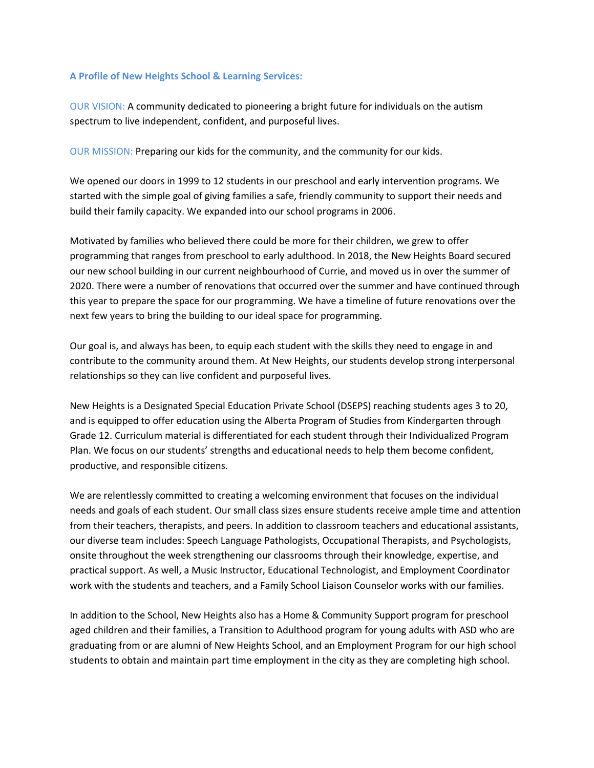### A Profile of New Heights School & Learning Services:

OUR VISION: A community dedicated to pioneering a bright future for individuals on the autism spectrum to live independent, confident, and purposeful lives.

OUR MISSION: Preparing our kids for the community, and the community for our kids.

We opened our doors in 1999 to 12 students in our preschool and early intervention programs. We started with the simple goal of giving families a safe, friendly community to support their needs and build their family capacity. We expanded into our school programs in 2006.

Motivated by families who believed there could be more for their children, we grew to offer programming that ranges from preschool to early adulthood. In 2018, the New Heights Board secured our new school building in our current neighbourhood of Currie, and moved us in over the summer of 2020. There were a number of renovations that occurred over the summer and have continued through this year to prepare the space for our programming. We have a timeline of future renovations over the next few years to bring the building to our ideal space for programming.

Our goal is, and always has been, to equip each student with the skills they need to engage in and contribute to the community around them. At New Heights, our students develop strong interpersonal relationships so they can live confident and purposeful lives.

New Heights is a Designated Special Education Private School (DSEPS) reaching students ages 3 to 20, and is equipped to offer education using the Alberta Program of Studies from Kindergarten through Grade 12. Curriculum material is differentiated for each student through their Individualized Program Plan. We focus on our students' strengths and educational needs to help them become confident, productive, and responsible citizens.

We are relentlessly committed to creating a welcoming environment that focuses on the individual needs and goals of each student. Our small class sizes ensure students receive ample time and attention from their teachers, therapists, and peers. In addition to classroom teachers and educational assistants, our diverse team includes: Speech Language Pathologists, Occupational Therapists, and Psychologists, onsite throughout the week strengthening our classrooms through their knowledge, expertise, and practical support. As well, a Music Instructor, Educational Technologist, and Employment Coordinator work with the students and teachers, and a Family School Liaison Counselor works with our families.

In addition to the School, New Heights also has a Home & Community Support program for preschool aged children and their families, a Transition to Adulthood program for young adults with ASD who are graduating from or are alumni of New Heights School, and an Employment Program for our high school students to obtain and maintain part time employment in the city as they are completing high school.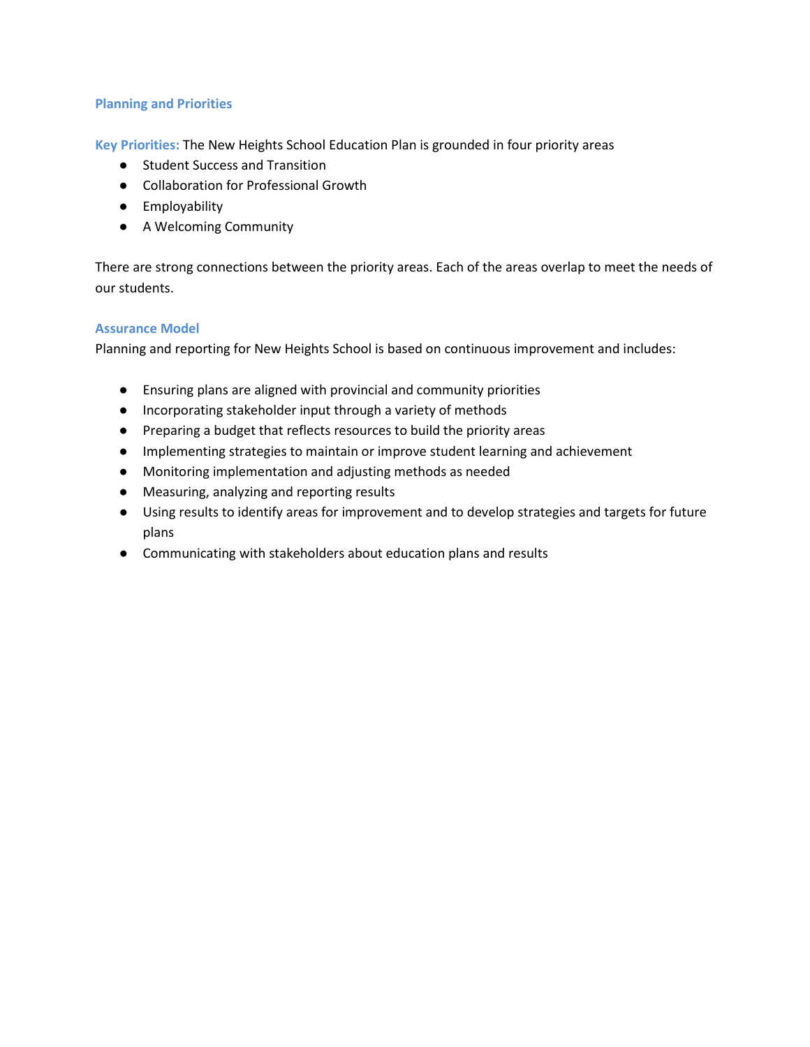## Planning and Priorities

**Key Priorities:** The New Heights School Education Plan is grounded in four priority areas

- Student Success and Transition
- Collaboration for Professional Growth
- Employability
- A Welcoming Community

There are strong connections between the priority areas. Each of the areas overlap to meet the needs of our students.

## Assurance Model

Planning and reporting for New Heights School is based on continuous improvement and includes:

- Ensuring plans are aligned with provincial and community priorities
- Incorporating stakeholder input through a variety of methods
- Preparing a budget that reflects resources to build the priority areas
- Implementing strategies to maintain or improve student learning and achievement
- Monitoring implementation and adjusting methods as needed
- Measuring, analyzing and reporting results
- Using results to identify areas for improvement and to develop strategies and targets for future plans
- Communicating with stakeholders about education plans and results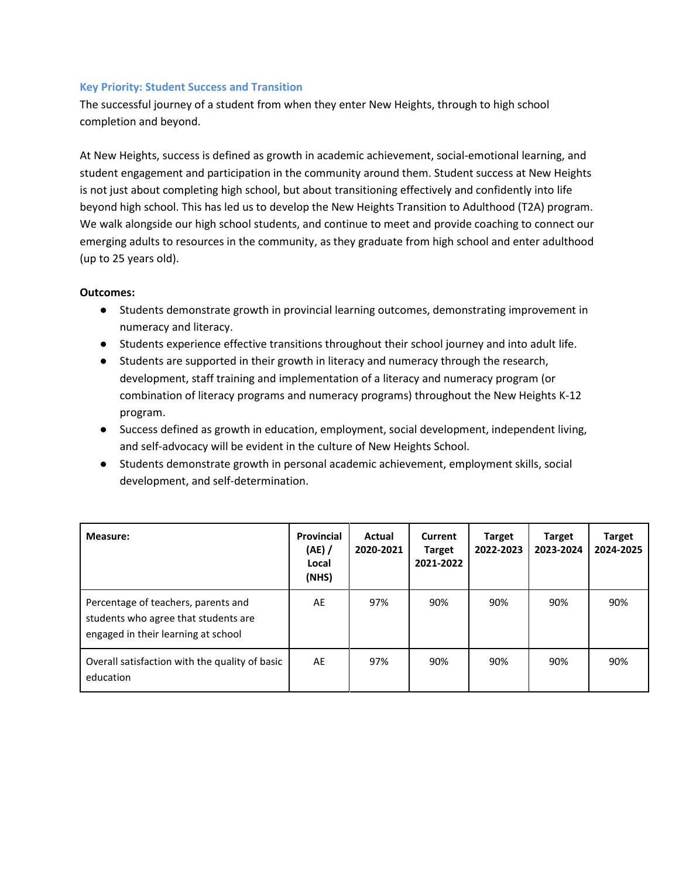### Key Priority: Student Success and Transition

The successful journey of a student from when they enter New Heights, through to high school completion and beyond.

At New Heights, success is defined as growth in academic achievement, social-emotional learning, and student engagement and participation in the community around them. Student success at New Heights is not just about completing high school, but about transitioning effectively and confidently into life beyond high school. This has led us to develop the New Heights Transition to Adulthood (T2A) program. We walk alongside our high school students, and continue to meet and provide coaching to connect our emerging adults to resources in the community, as they graduate from high school and enter adulthood (up to 25 years old).

**Outcomes:**

- Students demonstrate growth in provincial learning outcomes, demonstrating improvement in numeracy and literacy.
- Students experience effective transitions throughout their school journey and into adult life.
- Students are supported in their growth in literacy and numeracy through the research, development, staff training and implementation of a literacy and numeracy program (or combination of literacy programs and numeracy programs) throughout the New Heights K-12 program.
- Success defined as growth in education, employment, social development, independent living, and self-advocacy will be evident in the culture of New Heights School.
- Students demonstrate growth in personal academic achievement, employment skills, social development, and self-determination.

| Measure: | Provincial (AE) / Local (NHS) | Actual 2020-2021 | Current Target 2021-2022 | Target 2022-2023 | Target 2023-2024 | Target 2024-2025 |
|---|---|---|---|---|---|---|
| Percentage of teachers, parents and students who agree that students are engaged in their learning at school | AE | 97% | 90% | 90% | 90% | 90% |
| Overall satisfaction with the quality of basic education | AE | 97% | 90% | 90% | 90% | 90% |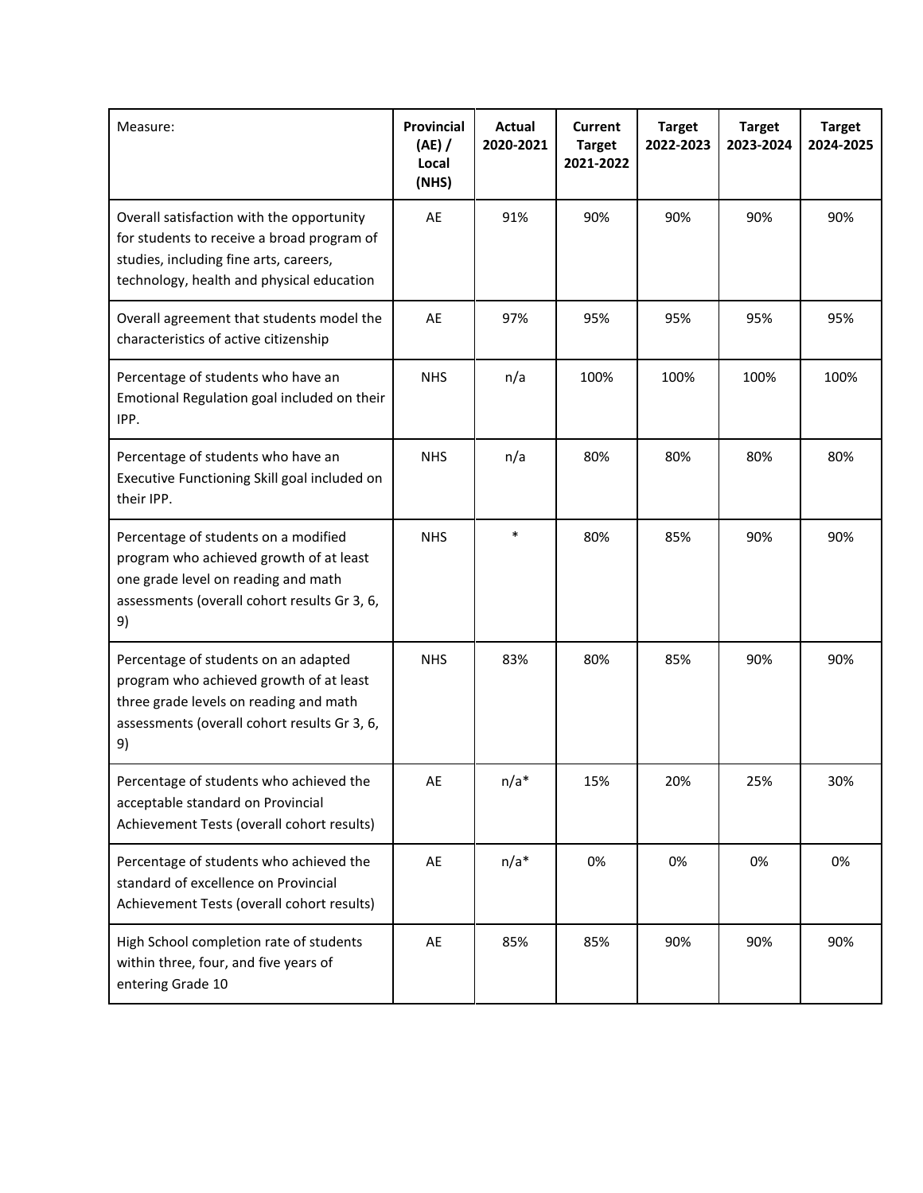| Measure: | Provincial (AE) / Local (NHS) | Actual 2020-2021 | Current Target 2021-2022 | Target 2022-2023 | Target 2023-2024 | Target 2024-2025 |
|---|---|---|---|---|---|---|
| Overall satisfaction with the opportunity for students to receive a broad program of studies, including fine arts, careers, technology, health and physical education | AE | 91% | 90% | 90% | 90% | 90% |
| Overall agreement that students model the characteristics of active citizenship | AE | 97% | 95% | 95% | 95% | 95% |
| Percentage of students who have an Emotional Regulation goal included on their IPP. | NHS | n/a | 100% | 100% | 100% | 100% |
| Percentage of students who have an Executive Functioning Skill goal included on their IPP. | NHS | n/a | 80% | 80% | 80% | 80% |
| Percentage of students on a modified program who achieved growth of at least one grade level on reading and math assessments (overall cohort results Gr 3, 6, 9) | NHS | * | 80% | 85% | 90% | 90% |
| Percentage of students on an adapted program who achieved growth of at least three grade levels on reading and math assessments (overall cohort results Gr 3, 6, 9) | NHS | 83% | 80% | 85% | 90% | 90% |
| Percentage of students who achieved the acceptable standard on Provincial Achievement Tests (overall cohort results) | AE | n/a* | 15% | 20% | 25% | 30% |
| Percentage of students who achieved the standard of excellence on Provincial Achievement Tests (overall cohort results) | AE | n/a* | 0% | 0% | 0% | 0% |
| High School completion rate of students within three, four, and five years of entering Grade 10 | AE | 85% | 85% | 90% | 90% | 90% |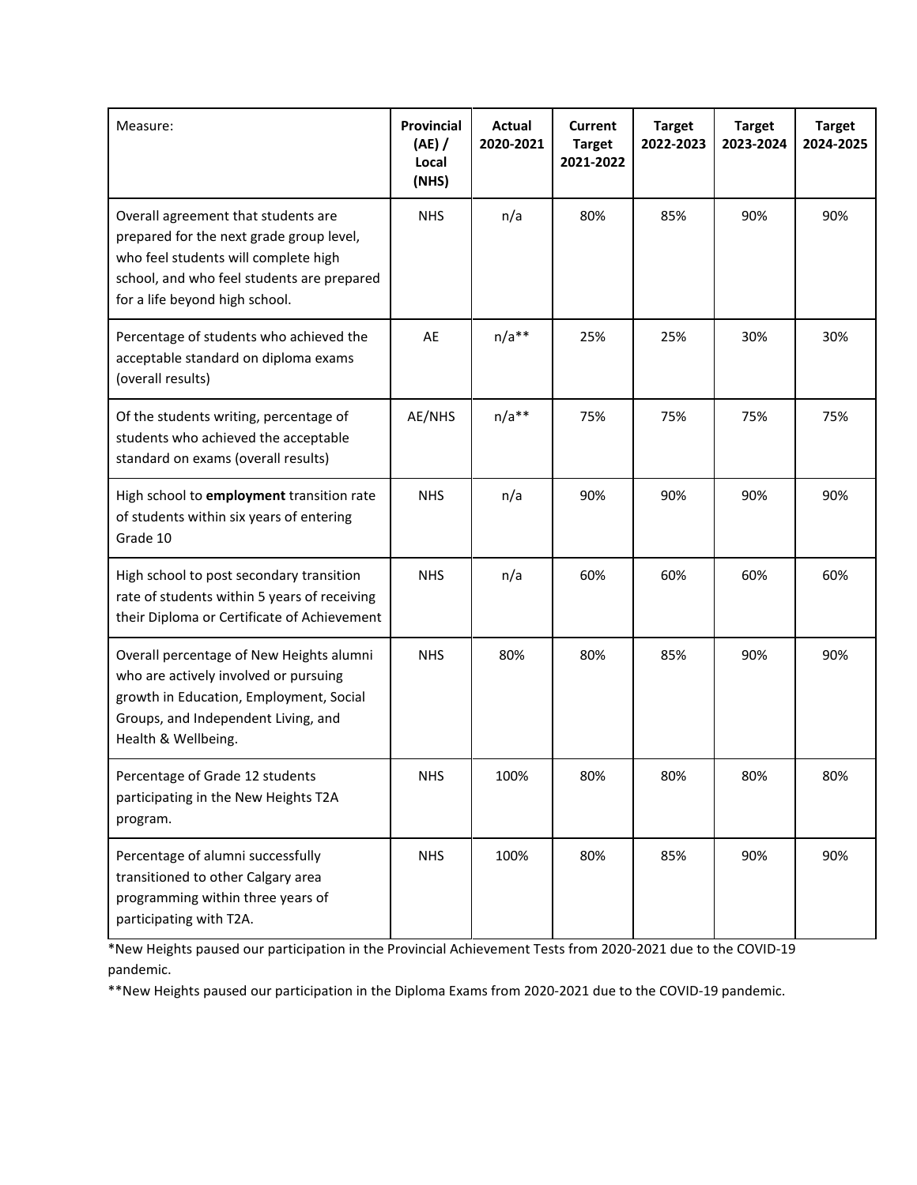| Measure: | **Provincial (AE) / Local (NHS)** | **Actual 2020-2021** | **Current Target 2021-2022** | **Target 2022-2023** | **Target 2023-2024** | **Target 2024-2025** |
|---|---|---|---|---|---|---|
| Overall agreement that students are prepared for the next grade group level, who feel students will complete high school, and who feel students are prepared for a life beyond high school. | NHS | n/a | 80% | 85% | 90% | 90% |
| Percentage of students who achieved the acceptable standard on diploma exams (overall results) | AE | n/a** | 25% | 25% | 30% | 30% |
| Of the students writing, percentage of students who achieved the acceptable standard on exams (overall results) | AE/NHS | n/a** | 75% | 75% | 75% | 75% |
| High school to **employment** transition rate of students within six years of entering Grade 10 | NHS | n/a | 90% | 90% | 90% | 90% |
| High school to post secondary transition rate of students within 5 years of receiving their Diploma or Certificate of Achievement | NHS | n/a | 60% | 60% | 60% | 60% |
| Overall percentage of New Heights alumni who are actively involved or pursuing growth in Education, Employment, Social Groups, and Independent Living, and Health & Wellbeing. | NHS | 80% | 80% | 85% | 90% | 90% |
| Percentage of Grade 12 students participating in the New Heights T2A program. | NHS | 100% | 80% | 80% | 80% | 80% |
| Percentage of alumni successfully transitioned to other Calgary area programming within three years of participating with T2A. | NHS | 100% | 80% | 85% | 90% | 90% |

*New Heights paused our participation in the Provincial Achievement Tests from 2020-2021 due to the COVID-19 pandemic.

**New Heights paused our participation in the Diploma Exams from 2020-2021 due to the COVID-19 pandemic.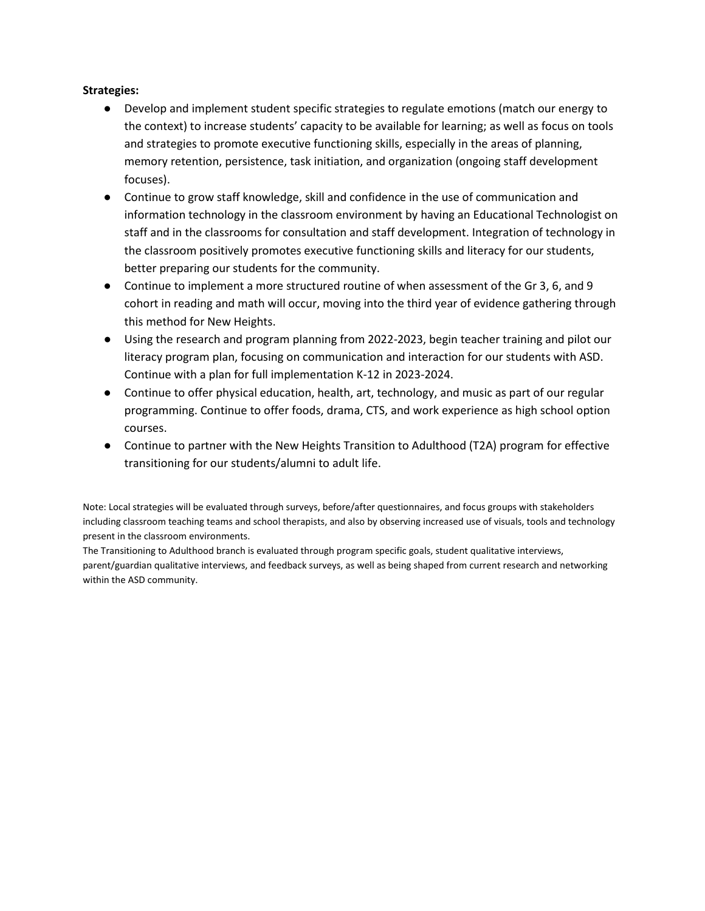**Strategies:**

- Develop and implement student specific strategies to regulate emotions (match our energy to the context) to increase students' capacity to be available for learning; as well as focus on tools and strategies to promote executive functioning skills, especially in the areas of planning, memory retention, persistence, task initiation, and organization (ongoing staff development focuses).
- Continue to grow staff knowledge, skill and confidence in the use of communication and information technology in the classroom environment by having an Educational Technologist on staff and in the classrooms for consultation and staff development. Integration of technology in the classroom positively promotes executive functioning skills and literacy for our students, better preparing our students for the community.
- Continue to implement a more structured routine of when assessment of the Gr 3, 6, and 9 cohort in reading and math will occur, moving into the third year of evidence gathering through this method for New Heights.
- Using the research and program planning from 2022-2023, begin teacher training and pilot our literacy program plan, focusing on communication and interaction for our students with ASD. Continue with a plan for full implementation K-12 in 2023-2024.
- Continue to offer physical education, health, art, technology, and music as part of our regular programming. Continue to offer foods, drama, CTS, and work experience as high school option courses.
- Continue to partner with the New Heights Transition to Adulthood (T2A) program for effective transitioning for our students/alumni to adult life.

Note: Local strategies will be evaluated through surveys, before/after questionnaires, and focus groups with stakeholders including classroom teaching teams and school therapists, and also by observing increased use of visuals, tools and technology present in the classroom environments.
The Transitioning to Adulthood branch is evaluated through program specific goals, student qualitative interviews, parent/guardian qualitative interviews, and feedback surveys, as well as being shaped from current research and networking within the ASD community.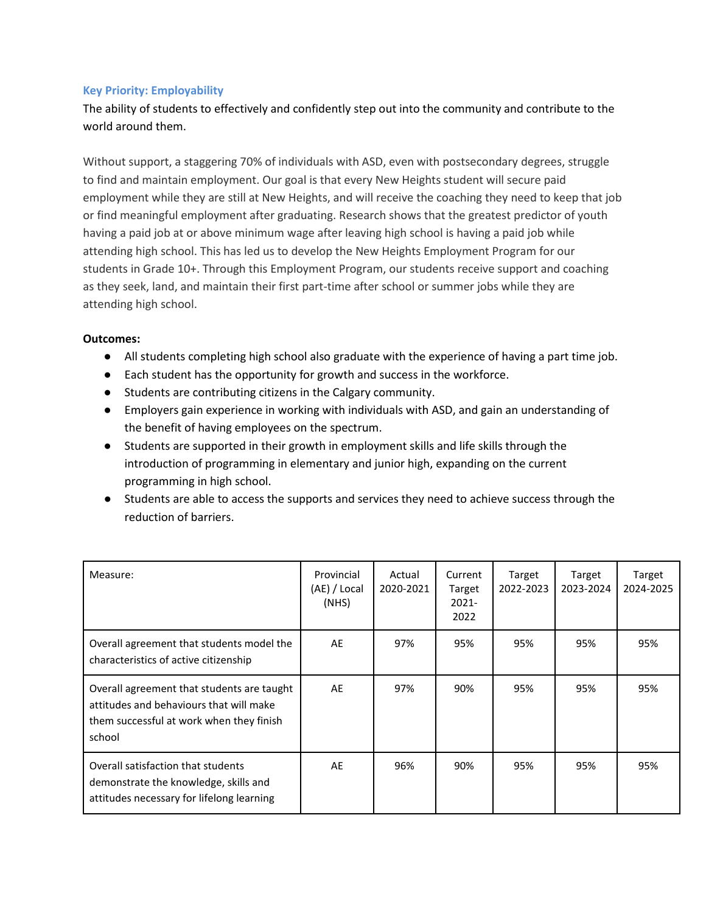### Key Priority: Employability

The ability of students to effectively and confidently step out into the community and contribute to the world around them.

Without support, a staggering 70% of individuals with ASD, even with postsecondary degrees, struggle to find and maintain employment. Our goal is that every New Heights student will secure paid employment while they are still at New Heights, and will receive the coaching they need to keep that job or find meaningful employment after graduating. Research shows that the greatest predictor of youth having a paid job at or above minimum wage after leaving high school is having a paid job while attending high school. This has led us to develop the New Heights Employment Program for our students in Grade 10+. Through this Employment Program, our students receive support and coaching as they seek, land, and maintain their first part-time after school or summer jobs while they are attending high school.

**Outcomes:**

- All students completing high school also graduate with the experience of having a part time job.
- Each student has the opportunity for growth and success in the workforce.
- Students are contributing citizens in the Calgary community.
- Employers gain experience in working with individuals with ASD, and gain an understanding of the benefit of having employees on the spectrum.
- Students are supported in their growth in employment skills and life skills through the introduction of programming in elementary and junior high, expanding on the current programming in high school.
- Students are able to access the supports and services they need to achieve success through the reduction of barriers.

| Measure: | Provincial (AE) / Local (NHS) | Actual 2020-2021 | Current Target 2021-2022 | Target 2022-2023 | Target 2023-2024 | Target 2024-2025 |
|---|---|---|---|---|---|---|
| Overall agreement that students model the characteristics of active citizenship | AE | 97% | 95% | 95% | 95% | 95% |
| Overall agreement that students are taught attitudes and behaviours that will make them successful at work when they finish school | AE | 97% | 90% | 95% | 95% | 95% |
| Overall satisfaction that students demonstrate the knowledge, skills and attitudes necessary for lifelong learning | AE | 96% | 90% | 95% | 95% | 95% |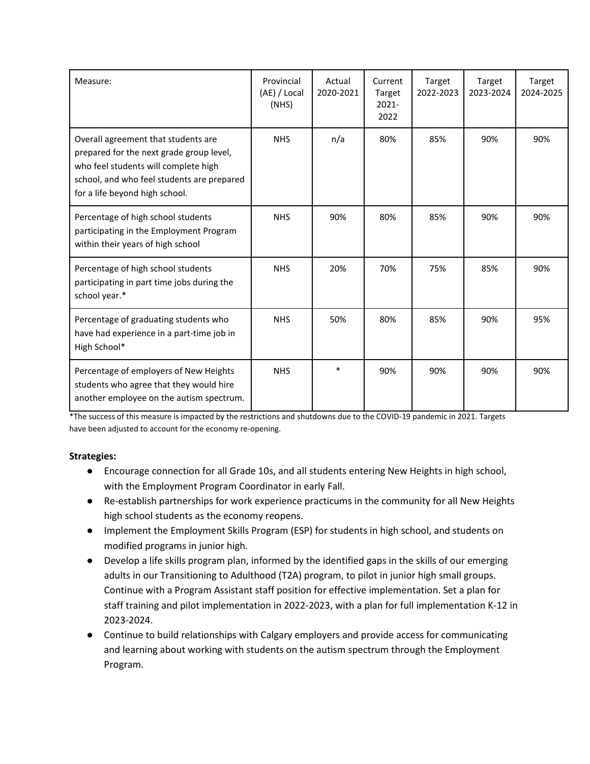| Measure: | Provincial (AE) / Local (NHS) | Actual 2020-2021 | Current Target 2021-2022 | Target 2022-2023 | Target 2023-2024 | Target 2024-2025 |
|---|---|---|---|---|---|---|
| Overall agreement that students are prepared for the next grade group level, who feel students will complete high school, and who feel students are prepared for a life beyond high school. | NHS | n/a | 80% | 85% | 90% | 90% |
| Percentage of high school students participating in the Employment Program within their years of high school | NHS | 90% | 80% | 85% | 90% | 90% |
| Percentage of high school students participating in part time jobs during the school year.* | NHS | 20% | 70% | 75% | 85% | 90% |
| Percentage of graduating students who have had experience in a part-time job in High School* | NHS | 50% | 80% | 85% | 90% | 95% |
| Percentage of employers of New Heights students who agree that they would hire another employee on the autism spectrum. | NHS | * | 90% | 90% | 90% | 90% |

*The success of this measure is impacted by the restrictions and shutdowns due to the COVID-19 pandemic in 2021. Targets have been adjusted to account for the economy re-opening.

**Strategies:**

- Encourage connection for all Grade 10s, and all students entering New Heights in high school, with the Employment Program Coordinator in early Fall.
- Re-establish partnerships for work experience practicums in the community for all New Heights high school students as the economy reopens.
- Implement the Employment Skills Program (ESP) for students in high school, and students on modified programs in junior high.
- Develop a life skills program plan, informed by the identified gaps in the skills of our emerging adults in our Transitioning to Adulthood (T2A) program, to pilot in junior high small groups. Continue with a Program Assistant staff position for effective implementation. Set a plan for staff training and pilot implementation in 2022-2023, with a plan for full implementation K-12 in 2023-2024.
- Continue to build relationships with Calgary employers and provide access for communicating and learning about working with students on the autism spectrum through the Employment Program.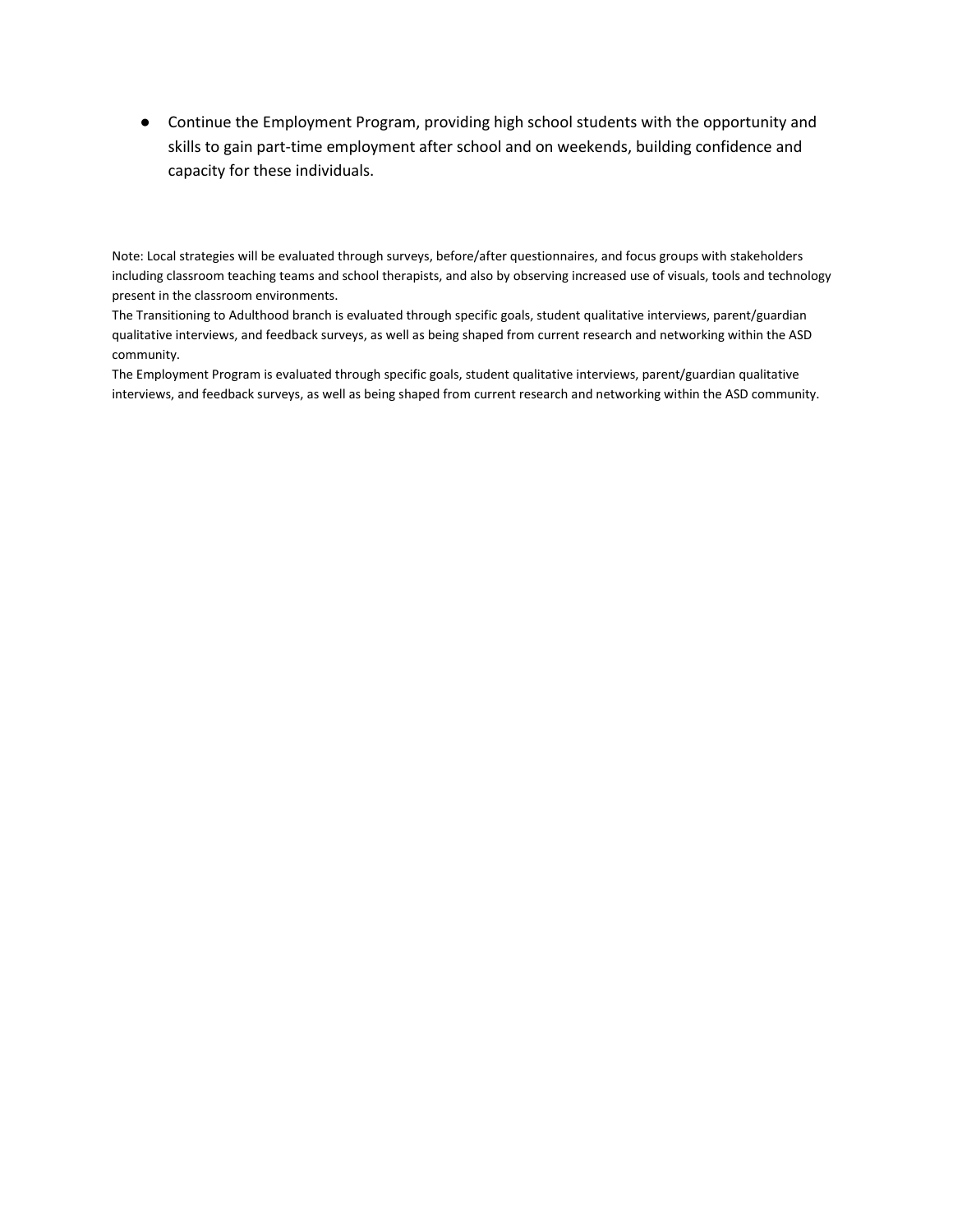- Continue the Employment Program, providing high school students with the opportunity and skills to gain part-time employment after school and on weekends, building confidence and capacity for these individuals.

Note: Local strategies will be evaluated through surveys, before/after questionnaires, and focus groups with stakeholders including classroom teaching teams and school therapists, and also by observing increased use of visuals, tools and technology present in the classroom environments.
The Transitioning to Adulthood branch is evaluated through specific goals, student qualitative interviews, parent/guardian qualitative interviews, and feedback surveys, as well as being shaped from current research and networking within the ASD community.
The Employment Program is evaluated through specific goals, student qualitative interviews, parent/guardian qualitative interviews, and feedback surveys, as well as being shaped from current research and networking within the ASD community.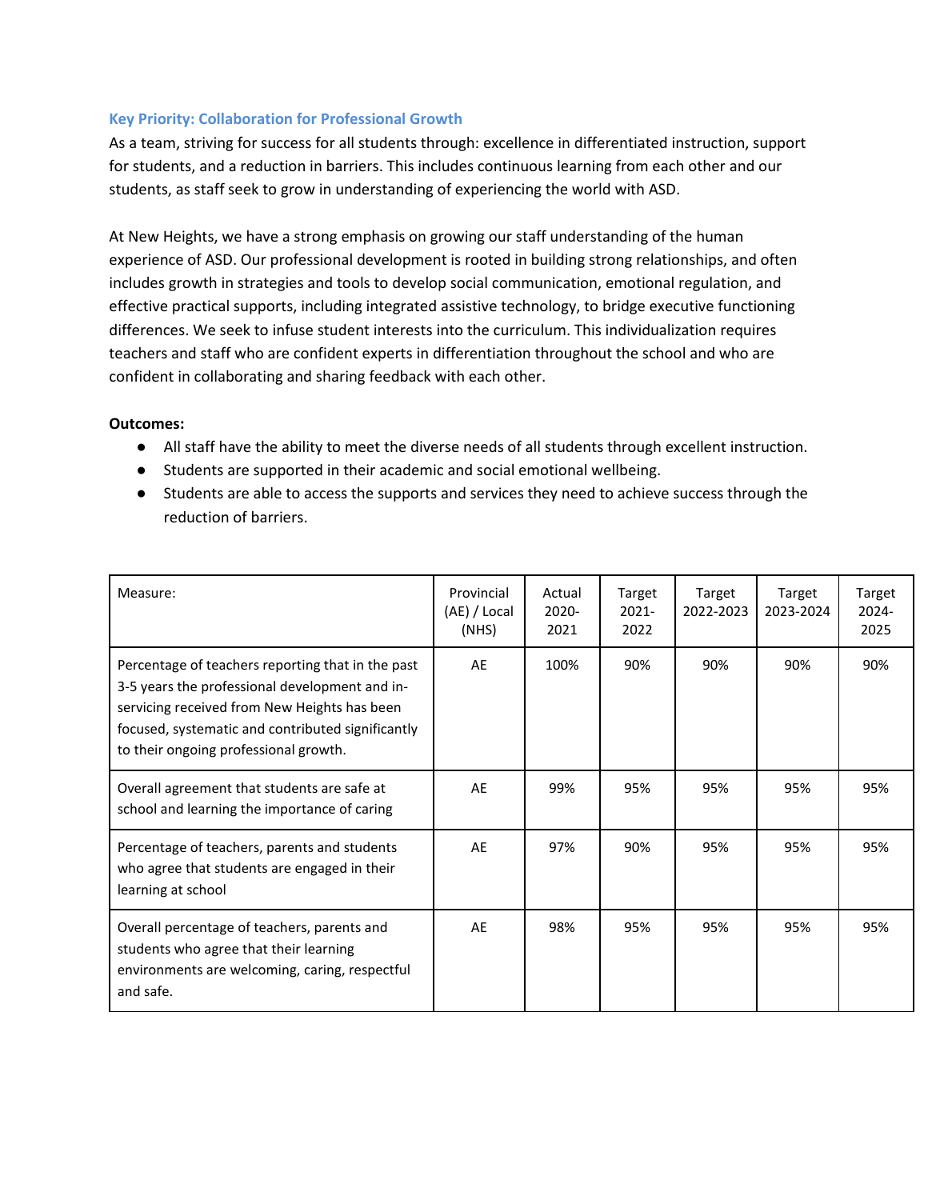### Key Priority: Collaboration for Professional Growth

As a team, striving for success for all students through: excellence in differentiated instruction, support for students, and a reduction in barriers. This includes continuous learning from each other and our students, as staff seek to grow in understanding of experiencing the world with ASD.

At New Heights, we have a strong emphasis on growing our staff understanding of the human experience of ASD. Our professional development is rooted in building strong relationships, and often includes growth in strategies and tools to develop social communication, emotional regulation, and effective practical supports, including integrated assistive technology, to bridge executive functioning differences. We seek to infuse student interests into the curriculum. This individualization requires teachers and staff who are confident experts in differentiation throughout the school and who are confident in collaborating and sharing feedback with each other.

**Outcomes:**

- All staff have the ability to meet the diverse needs of all students through excellent instruction.
- Students are supported in their academic and social emotional wellbeing.
- Students are able to access the supports and services they need to achieve success through the reduction of barriers.

| Measure: | Provincial (AE) / Local (NHS) | Actual 2020-2021 | Target 2021-2022 | Target 2022-2023 | Target 2023-2024 | Target 2024-2025 |
|---|---|---|---|---|---|---|
| Percentage of teachers reporting that in the past 3-5 years the professional development and in-servicing received from New Heights has been focused, systematic and contributed significantly to their ongoing professional growth. | AE | 100% | 90% | 90% | 90% | 90% |
| Overall agreement that students are safe at school and learning the importance of caring | AE | 99% | 95% | 95% | 95% | 95% |
| Percentage of teachers, parents and students who agree that students are engaged in their learning at school | AE | 97% | 90% | 95% | 95% | 95% |
| Overall percentage of teachers, parents and students who agree that their learning environments are welcoming, caring, respectful and safe. | AE | 98% | 95% | 95% | 95% | 95% |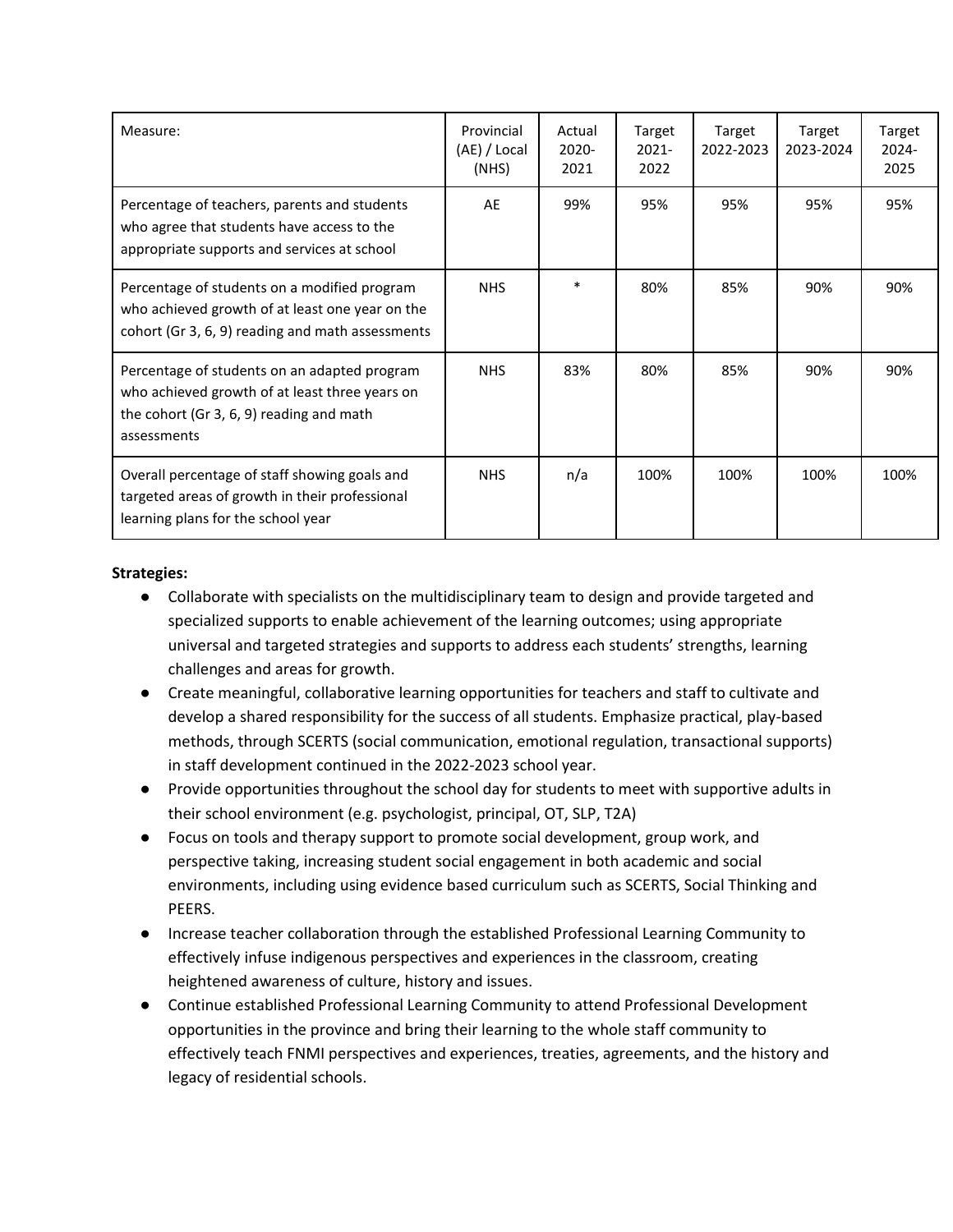| Measure: | Provincial (AE) / Local (NHS) | Actual 2020-2021 | Target 2021-2022 | Target 2022-2023 | Target 2023-2024 | Target 2024-2025 |
|---|---|---|---|---|---|---|
| Percentage of teachers, parents and students who agree that students have access to the appropriate supports and services at school | AE | 99% | 95% | 95% | 95% | 95% |
| Percentage of students on a modified program who achieved growth of at least one year on the cohort (Gr 3, 6, 9) reading and math assessments | NHS | * | 80% | 85% | 90% | 90% |
| Percentage of students on an adapted program who achieved growth of at least three years on the cohort (Gr 3, 6, 9) reading and math assessments | NHS | 83% | 80% | 85% | 90% | 90% |
| Overall percentage of staff showing goals and targeted areas of growth in their professional learning plans for the school year | NHS | n/a | 100% | 100% | 100% | 100% |

**Strategies:**

- Collaborate with specialists on the multidisciplinary team to design and provide targeted and specialized supports to enable achievement of the learning outcomes; using appropriate universal and targeted strategies and supports to address each students' strengths, learning challenges and areas for growth.
- Create meaningful, collaborative learning opportunities for teachers and staff to cultivate and develop a shared responsibility for the success of all students. Emphasize practical, play-based methods, through SCERTS (social communication, emotional regulation, transactional supports) in staff development continued in the 2022-2023 school year.
- Provide opportunities throughout the school day for students to meet with supportive adults in their school environment (e.g. psychologist, principal, OT, SLP, T2A)
- Focus on tools and therapy support to promote social development, group work, and perspective taking, increasing student social engagement in both academic and social environments, including using evidence based curriculum such as SCERTS, Social Thinking and PEERS.
- Increase teacher collaboration through the established Professional Learning Community to effectively infuse indigenous perspectives and experiences in the classroom, creating heightened awareness of culture, history and issues.
- Continue established Professional Learning Community to attend Professional Development opportunities in the province and bring their learning to the whole staff community to effectively teach FNMI perspectives and experiences, treaties, agreements, and the history and legacy of residential schools.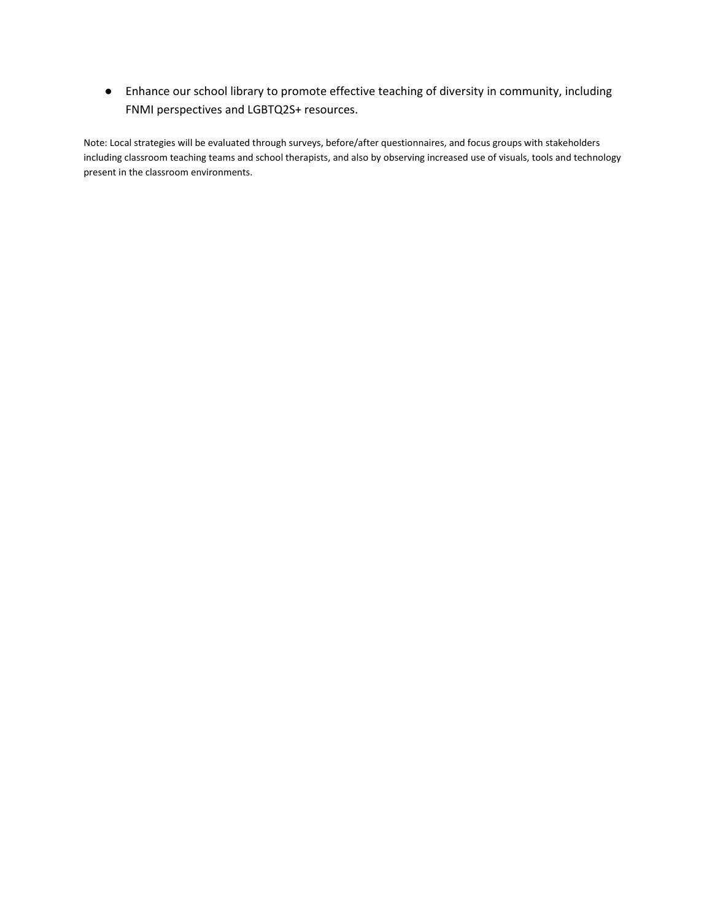- Enhance our school library to promote effective teaching of diversity in community, including FNMI perspectives and LGBTQ2S+ resources.

Note: Local strategies will be evaluated through surveys, before/after questionnaires, and focus groups with stakeholders including classroom teaching teams and school therapists, and also by observing increased use of visuals, tools and technology present in the classroom environments.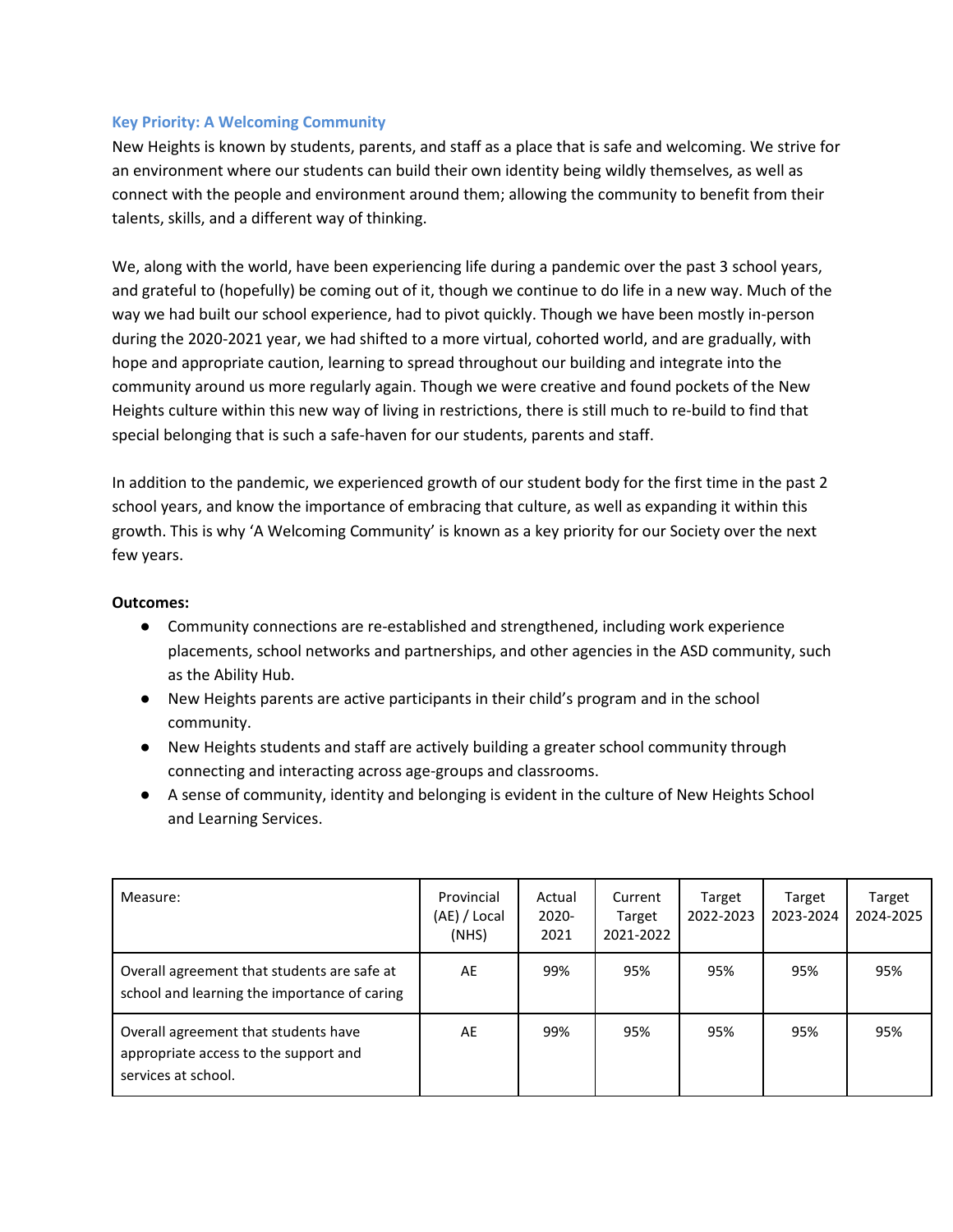### Key Priority: A Welcoming Community

New Heights is known by students, parents, and staff as a place that is safe and welcoming. We strive for an environment where our students can build their own identity being wildly themselves, as well as connect with the people and environment around them; allowing the community to benefit from their talents, skills, and a different way of thinking.

We, along with the world, have been experiencing life during a pandemic over the past 3 school years, and grateful to (hopefully) be coming out of it, though we continue to do life in a new way. Much of the way we had built our school experience, had to pivot quickly. Though we have been mostly in-person during the 2020-2021 year, we had shifted to a more virtual, cohorted world, and are gradually, with hope and appropriate caution, learning to spread throughout our building and integrate into the community around us more regularly again. Though we were creative and found pockets of the New Heights culture within this new way of living in restrictions, there is still much to re-build to find that special belonging that is such a safe-haven for our students, parents and staff.

In addition to the pandemic, we experienced growth of our student body for the first time in the past 2 school years, and know the importance of embracing that culture, as well as expanding it within this growth. This is why 'A Welcoming Community' is known as a key priority for our Society over the next few years.

**Outcomes:**

- Community connections are re-established and strengthened, including work experience placements, school networks and partnerships, and other agencies in the ASD community, such as the Ability Hub.
- New Heights parents are active participants in their child's program and in the school community.
- New Heights students and staff are actively building a greater school community through connecting and interacting across age-groups and classrooms.
- A sense of community, identity and belonging is evident in the culture of New Heights School and Learning Services.

| Measure: | Provincial (AE) / Local (NHS) | Actual 2020-2021 | Current Target 2021-2022 | Target 2022-2023 | Target 2023-2024 | Target 2024-2025 |
|---|---|---|---|---|---|---|
| Overall agreement that students are safe at school and learning the importance of caring | AE | 99% | 95% | 95% | 95% | 95% |
| Overall agreement that students have appropriate access to the support and services at school. | AE | 99% | 95% | 95% | 95% | 95% |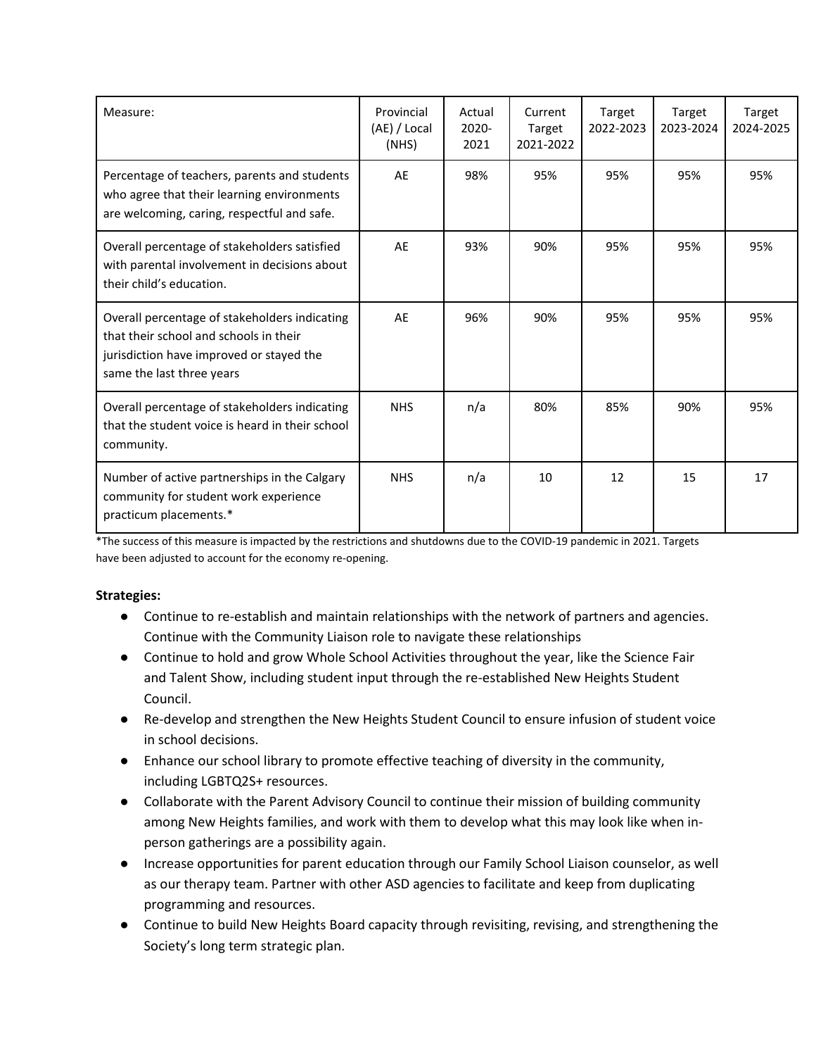| Measure: | Provincial (AE) / Local (NHS) | Actual 2020-2021 | Current Target 2021-2022 | Target 2022-2023 | Target 2023-2024 | Target 2024-2025 |
| --- | --- | --- | --- | --- | --- | --- |
| Percentage of teachers, parents and students who agree that their learning environments are welcoming, caring, respectful and safe. | AE | 98% | 95% | 95% | 95% | 95% |
| Overall percentage of stakeholders satisfied with parental involvement in decisions about their child's education. | AE | 93% | 90% | 95% | 95% | 95% |
| Overall percentage of stakeholders indicating that their school and schools in their jurisdiction have improved or stayed the same the last three years | AE | 96% | 90% | 95% | 95% | 95% |
| Overall percentage of stakeholders indicating that the student voice is heard in their school community. | NHS | n/a | 80% | 85% | 90% | 95% |
| Number of active partnerships in the Calgary community for student work experience practicum placements.* | NHS | n/a | 10 | 12 | 15 | 17 |

*The success of this measure is impacted by the restrictions and shutdowns due to the COVID-19 pandemic in 2021. Targets have been adjusted to account for the economy re-opening.

**Strategies:**

- Continue to re-establish and maintain relationships with the network of partners and agencies. Continue with the Community Liaison role to navigate these relationships
- Continue to hold and grow Whole School Activities throughout the year, like the Science Fair and Talent Show, including student input through the re-established New Heights Student Council.
- Re-develop and strengthen the New Heights Student Council to ensure infusion of student voice in school decisions.
- Enhance our school library to promote effective teaching of diversity in the community, including LGBTQ2S+ resources.
- Collaborate with the Parent Advisory Council to continue their mission of building community among New Heights families, and work with them to develop what this may look like when in-person gatherings are a possibility again.
- Increase opportunities for parent education through our Family School Liaison counselor, as well as our therapy team. Partner with other ASD agencies to facilitate and keep from duplicating programming and resources.
- Continue to build New Heights Board capacity through revisiting, revising, and strengthening the Society's long term strategic plan.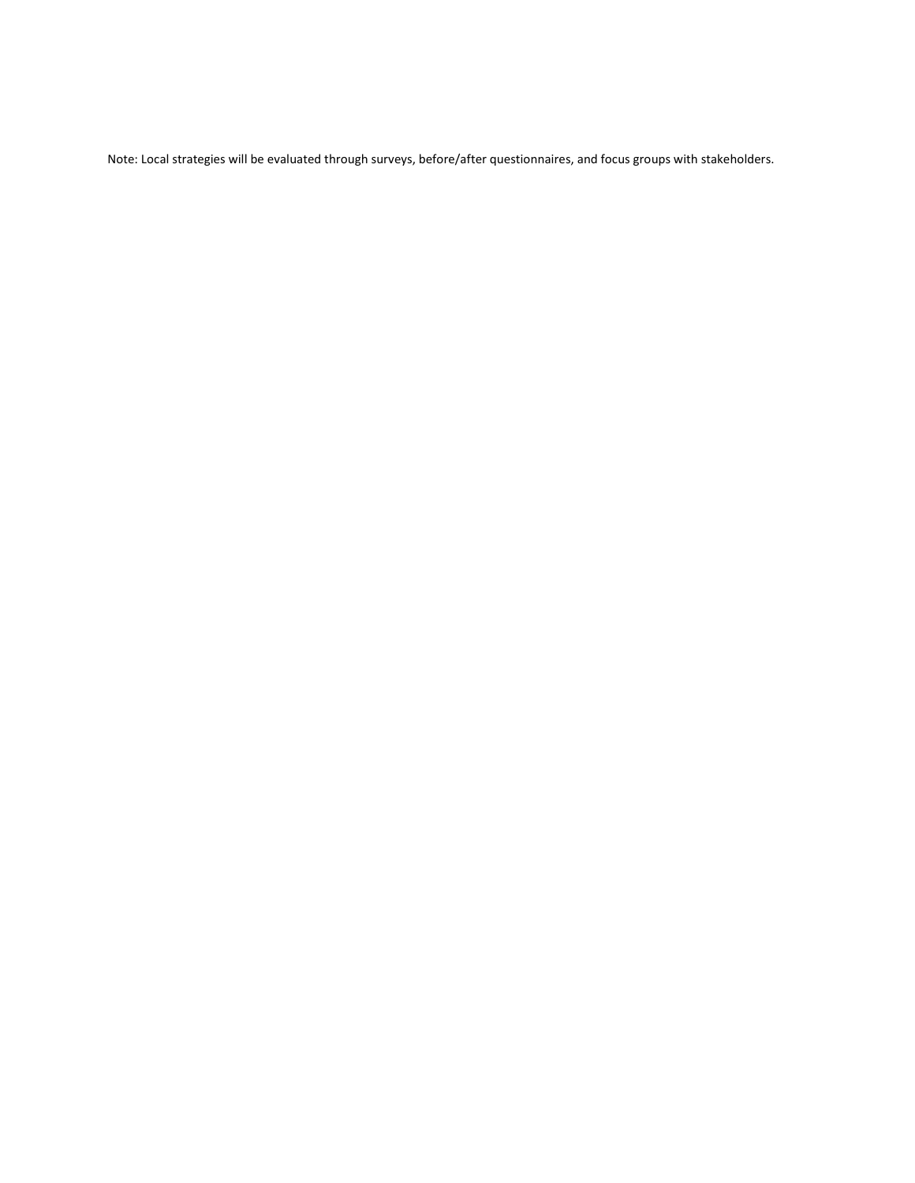Note: Local strategies will be evaluated through surveys, before/after questionnaires, and focus groups with stakeholders.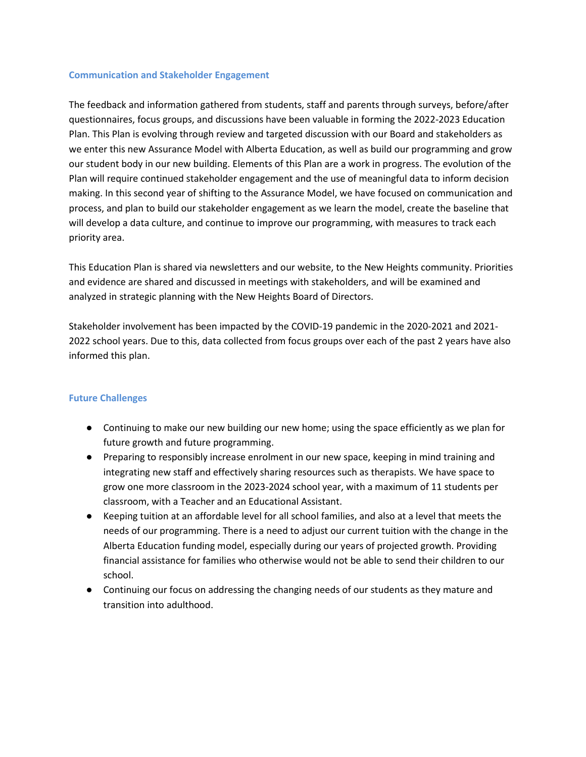### Communication and Stakeholder Engagement

The feedback and information gathered from students, staff and parents through surveys, before/after questionnaires, focus groups, and discussions have been valuable in forming the 2022-2023 Education Plan. This Plan is evolving through review and targeted discussion with our Board and stakeholders as we enter this new Assurance Model with Alberta Education, as well as build our programming and grow our student body in our new building. Elements of this Plan are a work in progress. The evolution of the Plan will require continued stakeholder engagement and the use of meaningful data to inform decision making. In this second year of shifting to the Assurance Model, we have focused on communication and process, and plan to build our stakeholder engagement as we learn the model, create the baseline that will develop a data culture, and continue to improve our programming, with measures to track each priority area.

This Education Plan is shared via newsletters and our website, to the New Heights community. Priorities and evidence are shared and discussed in meetings with stakeholders, and will be examined and analyzed in strategic planning with the New Heights Board of Directors.

Stakeholder involvement has been impacted by the COVID-19 pandemic in the 2020-2021 and 2021-2022 school years. Due to this, data collected from focus groups over each of the past 2 years have also informed this plan.

### Future Challenges

- Continuing to make our new building our new home; using the space efficiently as we plan for future growth and future programming.
- Preparing to responsibly increase enrolment in our new space, keeping in mind training and integrating new staff and effectively sharing resources such as therapists. We have space to grow one more classroom in the 2023-2024 school year, with a maximum of 11 students per classroom, with a Teacher and an Educational Assistant.
- Keeping tuition at an affordable level for all school families, and also at a level that meets the needs of our programming. There is a need to adjust our current tuition with the change in the Alberta Education funding model, especially during our years of projected growth. Providing financial assistance for families who otherwise would not be able to send their children to our school.
- Continuing our focus on addressing the changing needs of our students as they mature and transition into adulthood.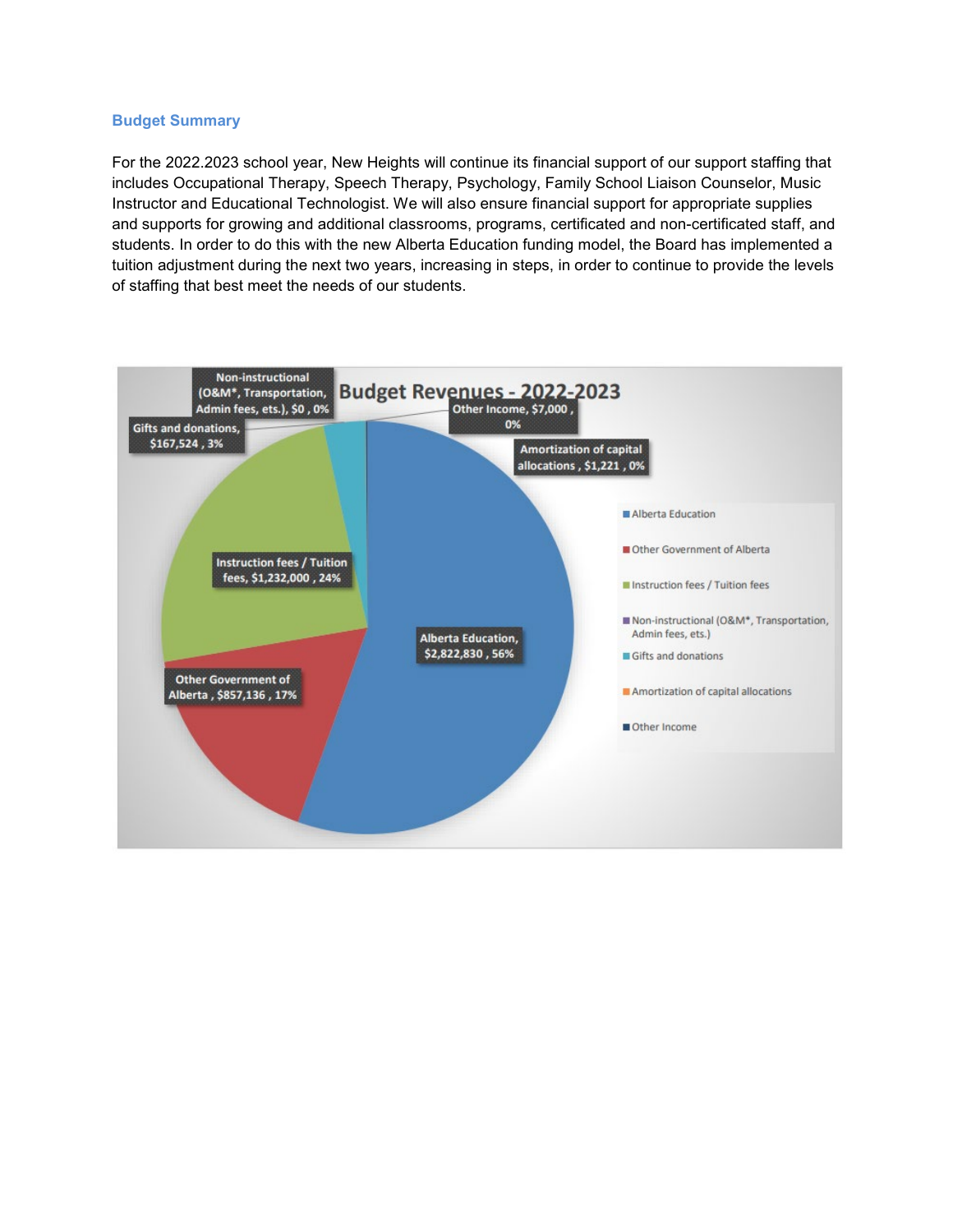## Budget Summary

For the 2022.2023 school year, New Heights will continue its financial support of our support staffing that includes Occupational Therapy, Speech Therapy, Psychology, Family School Liaison Counselor, Music Instructor and Educational Technologist. We will also ensure financial support for appropriate supplies and supports for growing and additional classrooms, programs, certificated and non-certificated staff, and students. In order to do this with the new Alberta Education funding model, the Board has implemented a tuition adjustment during the next two years, increasing in steps, in order to continue to provide the levels of staffing that best meet the needs of our students.

**Budget Revenues - 2022-2023**

| Revenue Source | Amount | Percentage |
|---|---|---|
| Alberta Education | $2,822,830 | 56% |
| Other Government of Alberta | $857,136 | 17% |
| Instruction fees / Tuition fees | $1,232,000 | 24% |
| Non-instructional (O&M*, Transportation, Admin fees, ets.) | $0 | 0% |
| Gifts and donations | $167,524 | 3% |
| Amortization of capital allocations | $1,221 | 0% |
| Other Income | $7,000 | 0% |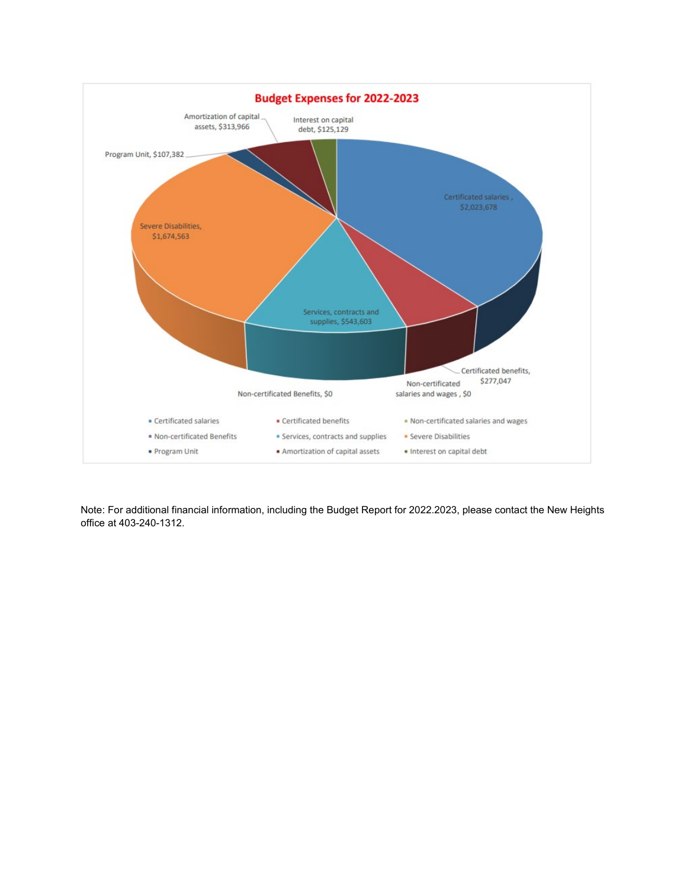Budget Expenses for 2022-2023

Amortization of capital assets, $313,966

Interest on capital debt, $125,129

Program Unit, $107,382

Certificated salaries , $2,023,678

Severe Disabilities, $1,674,563

Services, contracts and supplies, $543,603

Certificated benefits, $277,047

Non-certificated salaries and wages , $0

Non-certificated Benefits, $0

- Certificated salaries
- Certificated benefits
- Non-certificated salaries and wages
- Non-certificated Benefits
- Services, contracts and supplies
- Severe Disabilities
- Program Unit
- Amortization of capital assets
- Interest on capital debt

Note: For additional financial information, including the Budget Report for 2022.2023, please contact the New Heights office at 403-240-1312.